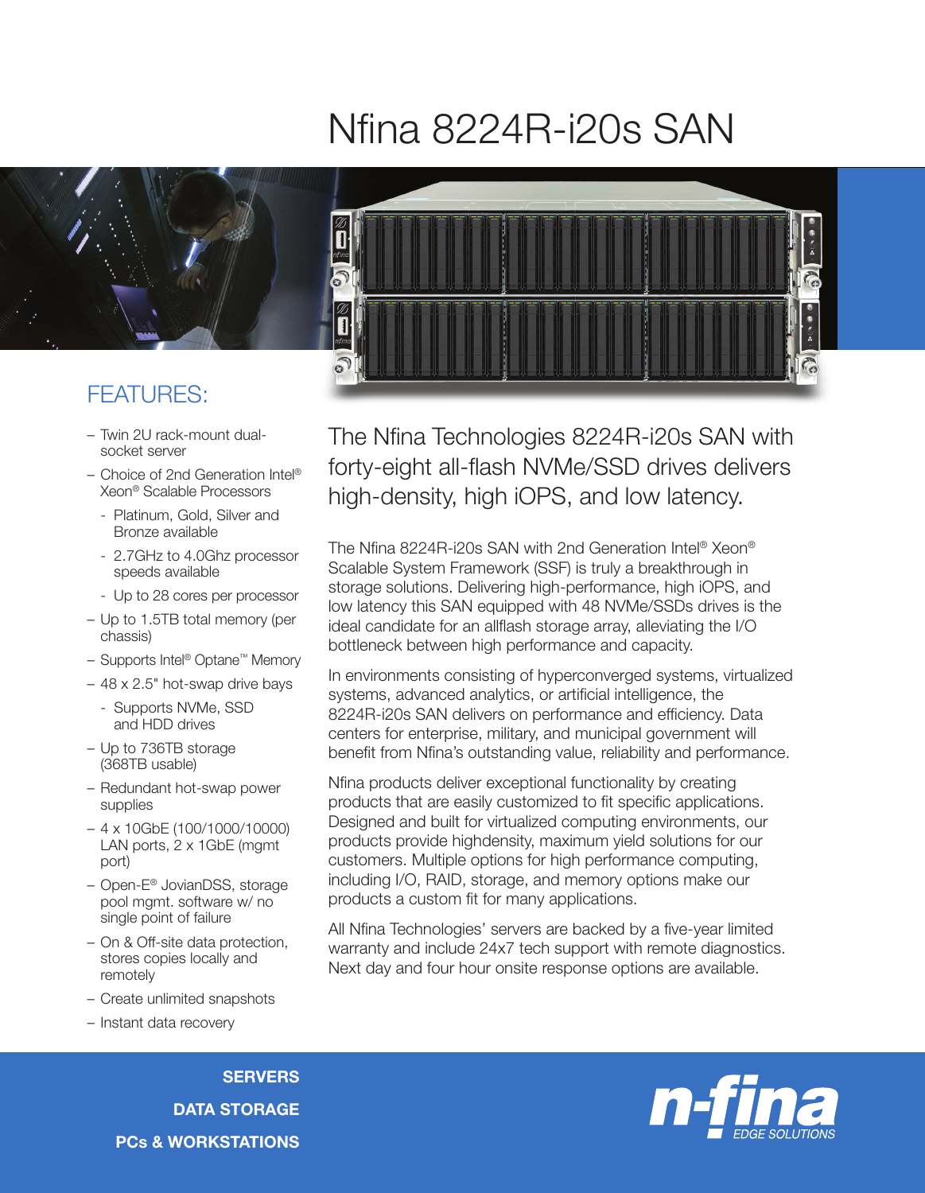# Nfina 8224R-i20s SAN

## FEATURES:

- Twin 2U rack-mount dual-socket server
- Choice of 2nd Generation Intel® Xeon® Scalable Processors
  - Platinum, Gold, Silver and Bronze available
  - 2.7GHz to 4.0Ghz processor speeds available
  - Up to 28 cores per processor
- Up to 1.5TB total memory (per chassis)
- Supports Intel® Optane™ Memory
- 48 x 2.5" hot-swap drive bays
  - Supports NVMe, SSD and HDD drives
- Up to 736TB storage (368TB usable)
- Redundant hot-swap power supplies
- 4 x 10GbE (100/1000/10000) LAN ports, 2 x 1GbE (mgmt port)
- Open-E® JovianDSS, storage pool mgmt. software w/ no single point of failure
- On & Off-site data protection, stores copies locally and remotely
- Create unlimited snapshots
- Instant data recovery

## The Nfina Technologies 8224R-i20s SAN with forty-eight all-flash NVMe/SSD drives delivers high-density, high iOPS, and low latency.

The Nfina 8224R-i20s SAN with 2nd Generation Intel® Xeon® Scalable System Framework (SSF) is truly a breakthrough in storage solutions. Delivering high-performance, high iOPS, and low latency this SAN equipped with 48 NVMe/SSDs drives is the ideal candidate for an allflash storage array, alleviating the I/O bottleneck between high performance and capacity.

In environments consisting of hyperconverged systems, virtualized systems, advanced analytics, or artificial intelligence, the 8224R-i20s SAN delivers on performance and efficiency. Data centers for enterprise, military, and municipal government will benefit from Nfina's outstanding value, reliability and performance.

Nfina products deliver exceptional functionality by creating products that are easily customized to fit specific applications. Designed and built for virtualized computing environments, our products provide highdensity, maximum yield solutions for our customers. Multiple options for high performance computing, including I/O, RAID, storage, and memory options make our products a custom fit for many applications.

All Nfina Technologies' servers are backed by a five-year limited warranty and include 24x7 tech support with remote diagnostics. Next day and four hour onsite response options are available.

**SERVERS**

**DATA STORAGE**

**PCs & WORKSTATIONS**

n-fina EDGE SOLUTIONS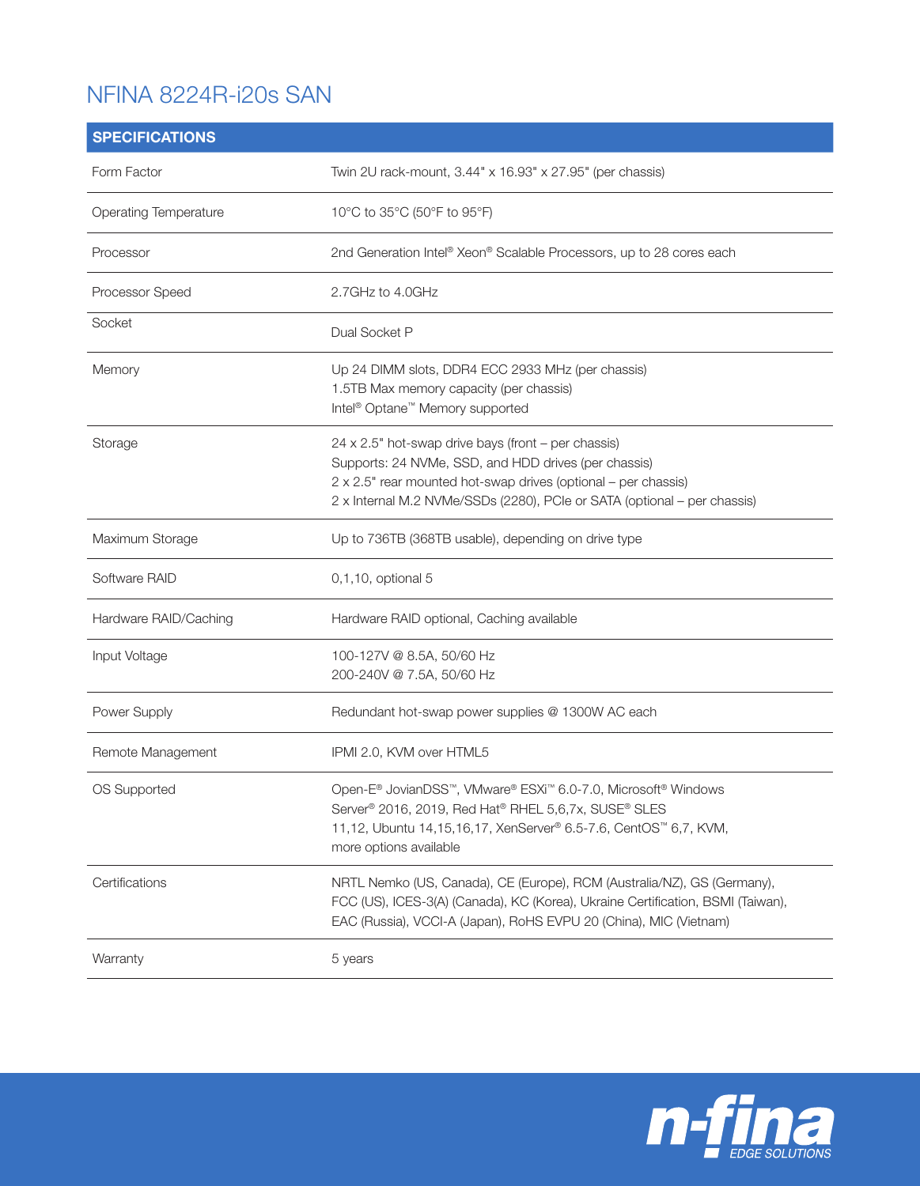# NFINA 8224R-i20s SAN

| SPECIFICATIONS | |
|---|---|
| Form Factor | Twin 2U rack-mount, 3.44" x 16.93" x 27.95" (per chassis) |
| Operating Temperature | 10°C to 35°C (50°F to 95°F) |
| Processor | 2nd Generation Intel® Xeon® Scalable Processors, up to 28 cores each |
| Processor Speed | 2.7GHz to 4.0GHz |
| Socket | Dual Socket P |
| Memory | Up 24 DIMM slots, DDR4 ECC 2933 MHz (per chassis)<br>1.5TB Max memory capacity (per chassis)<br>Intel® Optane™ Memory supported |
| Storage | 24 x 2.5" hot-swap drive bays (front – per chassis)<br>Supports: 24 NVMe, SSD, and HDD drives (per chassis)<br>2 x 2.5" rear mounted hot-swap drives (optional – per chassis)<br>2 x Internal M.2 NVMe/SSDs (2280), PCIe or SATA (optional – per chassis) |
| Maximum Storage | Up to 736TB (368TB usable), depending on drive type |
| Software RAID | 0,1,10, optional 5 |
| Hardware RAID/Caching | Hardware RAID optional, Caching available |
| Input Voltage | 100-127V @ 8.5A, 50/60 Hz<br>200-240V @ 7.5A, 50/60 Hz |
| Power Supply | Redundant hot-swap power supplies @ 1300W AC each |
| Remote Management | IPMI 2.0, KVM over HTML5 |
| OS Supported | Open-E® JovianDSS™, VMware® ESXi™ 6.0-7.0, Microsoft® Windows Server® 2016, 2019, Red Hat® RHEL 5,6,7x, SUSE® SLES 11,12, Ubuntu 14,15,16,17, XenServer® 6.5-7.6, CentOS™ 6,7, KVM, more options available |
| Certifications | NRTL Nemko (US, Canada), CE (Europe), RCM (Australia/NZ), GS (Germany), FCC (US), ICES-3(A) (Canada), KC (Korea), Ukraine Certification, BSMI (Taiwan), EAC (Russia), VCCI-A (Japan), RoHS EVPU 20 (China), MIC (Vietnam) |
| Warranty | 5 years |

n-fina EDGE SOLUTIONS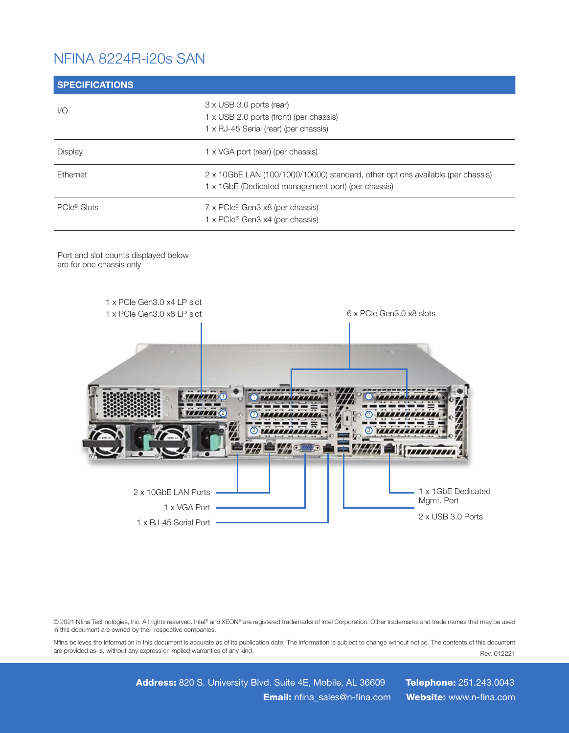# NFINA 8224R-i20s SAN

| SPECIFICATIONS | |
|---|---|
| I/O | 3 x USB 3.0 ports (rear)<br>1 x USB 2.0 ports (front) (per chassis)<br>1 x RJ-45 Serial (rear) (per chassis) |
| Display | 1 x VGA port (rear) (per chassis) |
| Ethernet | 2 x 10GbE LAN (100/1000/10000) standard, other options available (per chassis)<br>1 x 1GbE (Dedicated management port) (per chassis) |
| PCIe® Slots | 7 x PCIe® Gen3 x8 (per chassis)<br>1 x PCIe® Gen3 x4 (per chassis) |

Port and slot counts displayed below are for one chassis only

1 x PCIe Gen3.0 x4 LP slot
1 x PCIe Gen3.0 x8 LP slot

6 x PCIe Gen3.0 x8 slots

2 x 10GbE LAN Ports

1 x VGA Port

1 x RJ-45 Serial Port

1 x 1GbE Dedicated Mgmt. Port

2 x USB 3.0 Ports

© 2021 Nfina Technologies, Inc. All rights reserved. Intel® and XEON® are registered trademarks of Intel Corporation. Other trademarks and trade names that may be used in this document are owned by their respective companies.

Nfina believes the information in this document is accurate as of its publication date. The information is subject to change without notice. The contents of this document are provided as-is, without any express or implied warranties of any kind.

Rev. 012221

**Address:** 820 S. University Blvd. Suite 4E, Mobile, AL 36609 **Telephone:** 251.243.0043
**Email:** nfina_sales@n-fina.com **Website:** www.n-fina.com